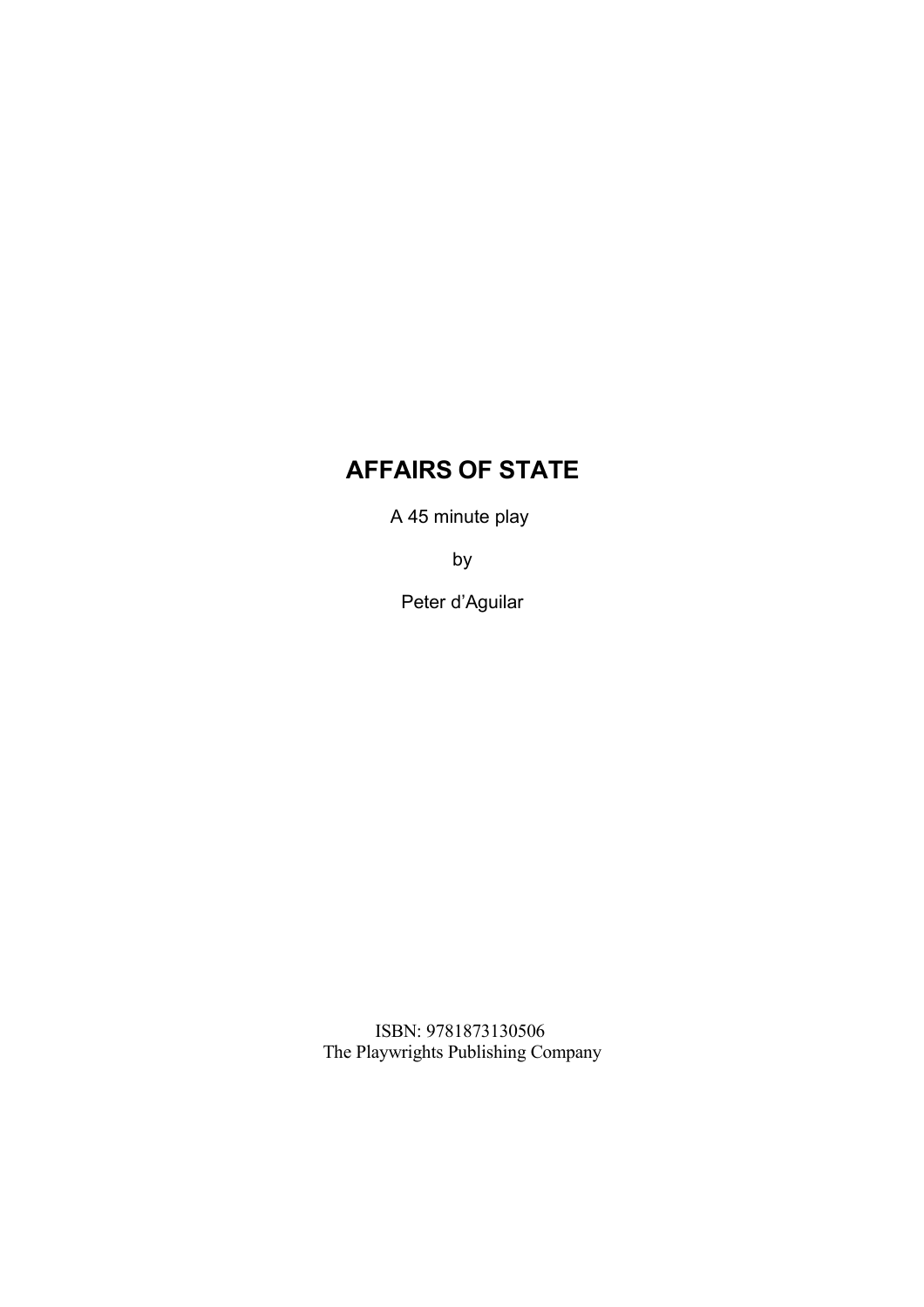# AFFAIRS OF STATE

A 45 minute play

by

Peter d'Aguilar

ISBN: 9781873130506
The Playwrights Publishing Company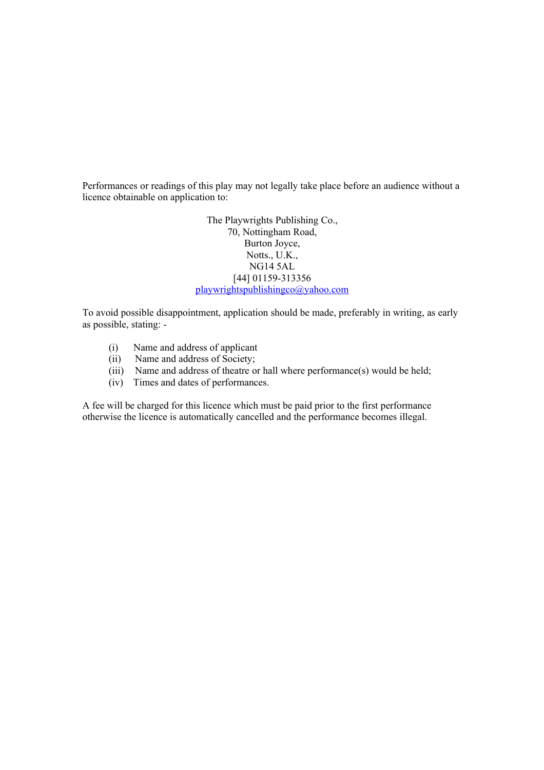Performances or readings of this play may not legally take place before an audience without a licence obtainable on application to:

The Playwrights Publishing Co.,
70, Nottingham Road,
Burton Joyce,
Notts., U.K.,
NG14 5AL
[44] 01159-313356
playwrightspublishingco@yahoo.com

To avoid possible disappointment, application should be made, preferably in writing, as early as possible, stating: -

(i) Name and address of applicant
(ii) Name and address of Society;
(iii) Name and address of theatre or hall where performance(s) would be held;
(iv) Times and dates of performances.

A fee will be charged for this licence which must be paid prior to the first performance otherwise the licence is automatically cancelled and the performance becomes illegal.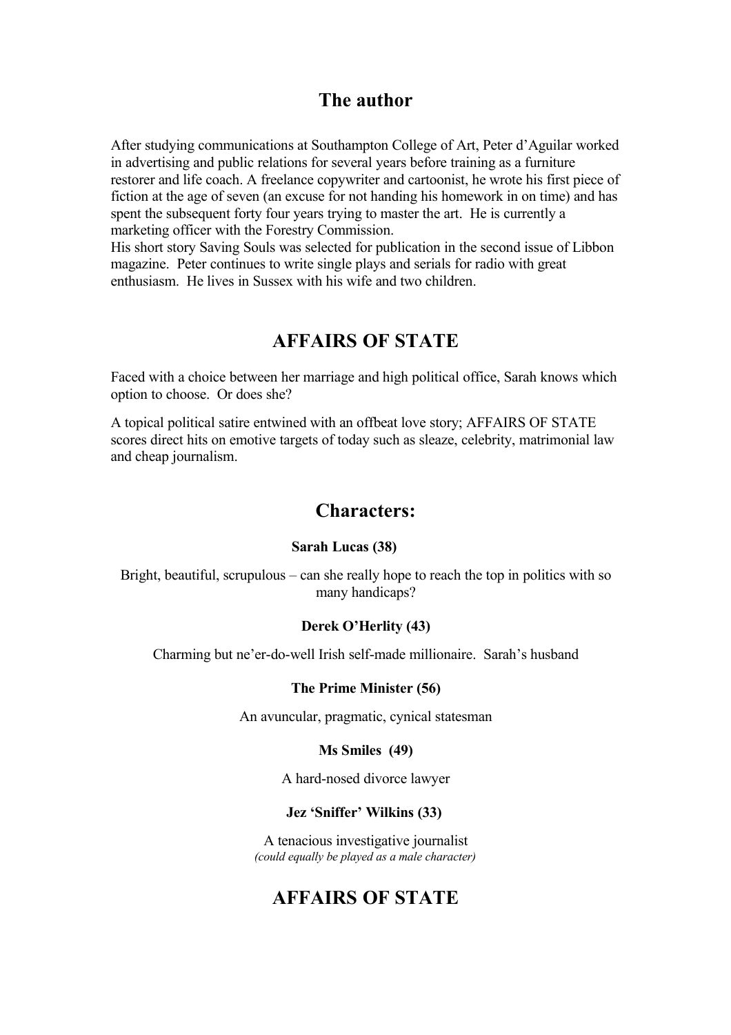## The author

After studying communications at Southampton College of Art, Peter d'Aguilar worked in advertising and public relations for several years before training as a furniture restorer and life coach. A freelance copywriter and cartoonist, he wrote his first piece of fiction at the age of seven (an excuse for not handing his homework in on time) and has spent the subsequent forty four years trying to master the art. He is currently a marketing officer with the Forestry Commission.
His short story Saving Souls was selected for publication in the second issue of Libbon magazine. Peter continues to write single plays and serials for radio with great enthusiasm. He lives in Sussex with his wife and two children.

## AFFAIRS OF STATE

Faced with a choice between her marriage and high political office, Sarah knows which option to choose. Or does she?

A topical political satire entwined with an offbeat love story; AFFAIRS OF STATE scores direct hits on emotive targets of today such as sleaze, celebrity, matrimonial law and cheap journalism.

## Characters:

**Sarah Lucas (38)**

Bright, beautiful, scrupulous – can she really hope to reach the top in politics with so many handicaps?

**Derek O'Herlity (43)**

Charming but ne'er-do-well Irish self-made millionaire. Sarah's husband

**The Prime Minister (56)**

An avuncular, pragmatic, cynical statesman

**Ms Smiles (49)**

A hard-nosed divorce lawyer

**Jez 'Sniffer' Wilkins (33)**

A tenacious investigative journalist
*(could equally be played as a male character)*

## AFFAIRS OF STATE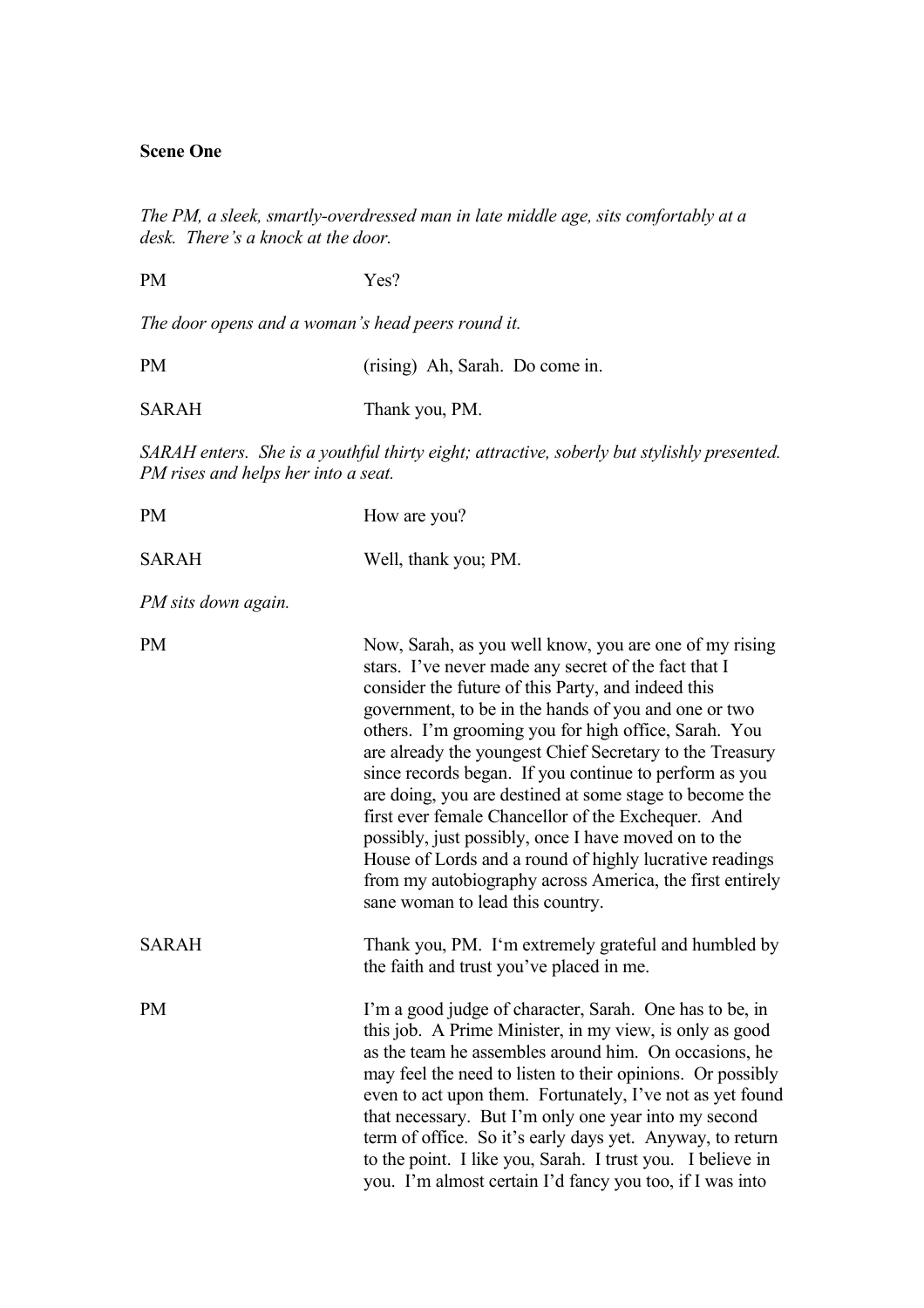**Scene One**

*The PM, a sleek, smartly-overdressed man in late middle age, sits comfortably at a desk. There's a knock at the door.*

PM Yes?

*The door opens and a woman's head peers round it.*

PM (rising) Ah, Sarah. Do come in.

SARAH Thank you, PM.

*SARAH enters. She is a youthful thirty eight; attractive, soberly but stylishly presented. PM rises and helps her into a seat.*

PM How are you?

SARAH Well, thank you; PM.

*PM sits down again.*

PM Now, Sarah, as you well know, you are one of my rising stars. I've never made any secret of the fact that I consider the future of this Party, and indeed this government, to be in the hands of you and one or two others. I'm grooming you for high office, Sarah. You are already the youngest Chief Secretary to the Treasury since records began. If you continue to perform as you are doing, you are destined at some stage to become the first ever female Chancellor of the Exchequer. And possibly, just possibly, once I have moved on to the House of Lords and a round of highly lucrative readings from my autobiography across America, the first entirely sane woman to lead this country.

SARAH Thank you, PM. I'm extremely grateful and humbled by the faith and trust you've placed in me.

PM I'm a good judge of character, Sarah. One has to be, in this job. A Prime Minister, in my view, is only as good as the team he assembles around him. On occasions, he may feel the need to listen to their opinions. Or possibly even to act upon them. Fortunately, I've not as yet found that necessary. But I'm only one year into my second term of office. So it's early days yet. Anyway, to return to the point. I like you, Sarah. I trust you. I believe in you. I'm almost certain I'd fancy you too, if I was into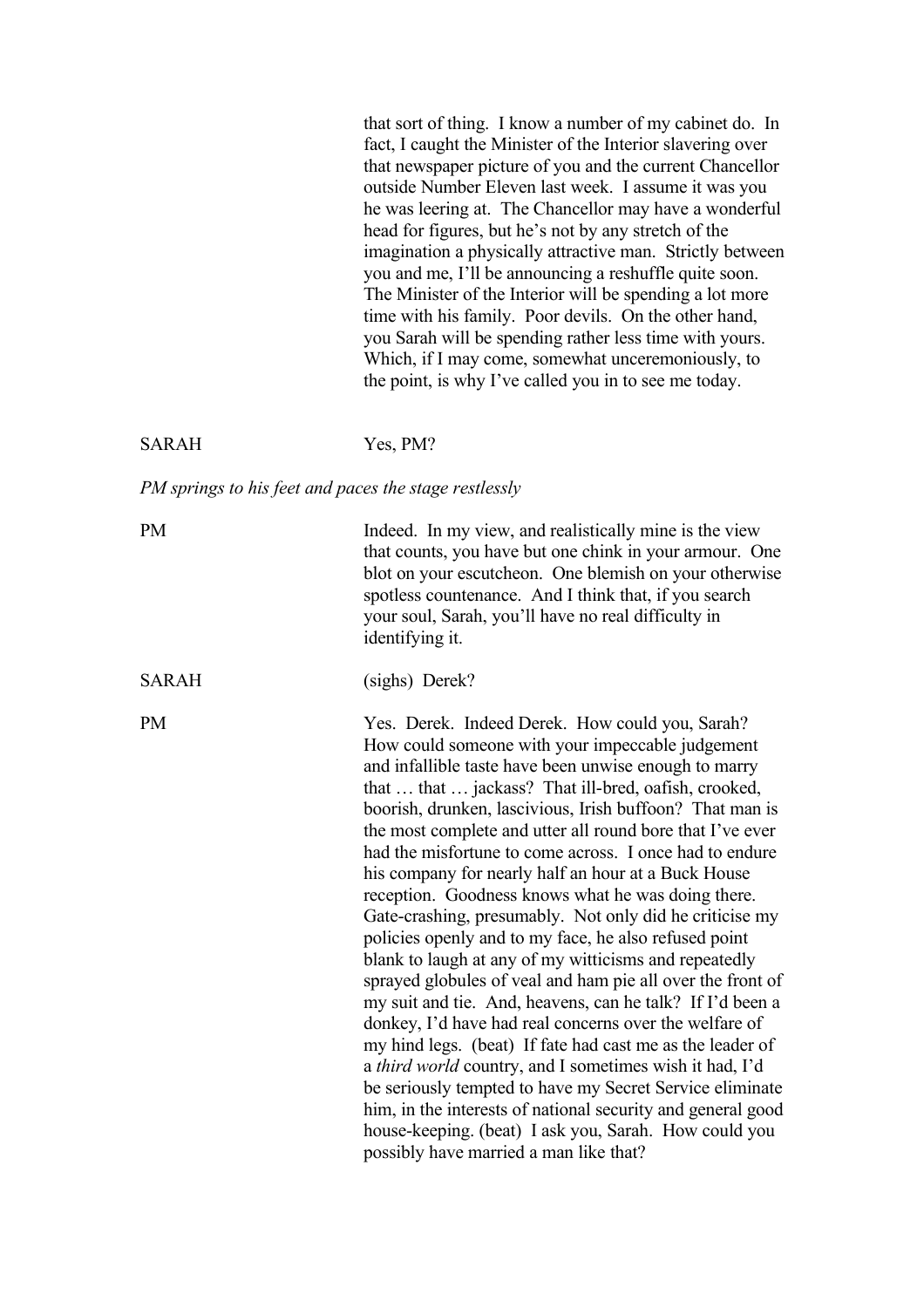that sort of thing. I know a number of my cabinet do. In fact, I caught the Minister of the Interior slavering over that newspaper picture of you and the current Chancellor outside Number Eleven last week. I assume it was you he was leering at. The Chancellor may have a wonderful head for figures, but he's not by any stretch of the imagination a physically attractive man. Strictly between you and me, I'll be announcing a reshuffle quite soon. The Minister of the Interior will be spending a lot more time with his family. Poor devils. On the other hand, you Sarah will be spending rather less time with yours. Which, if I may come, somewhat unceremoniously, to the point, is why I've called you in to see me today.

SARAH — Yes, PM?

*PM springs to his feet and paces the stage restlessly*

PM — Indeed. In my view, and realistically mine is the view that counts, you have but one chink in your armour. One blot on your escutcheon. One blemish on your otherwise spotless countenance. And I think that, if you search your soul, Sarah, you'll have no real difficulty in identifying it.

SARAH — (sighs) Derek?

PM — Yes. Derek. Indeed Derek. How could you, Sarah? How could someone with your impeccable judgement and infallible taste have been unwise enough to marry that … that … jackass? That ill-bred, oafish, crooked, boorish, drunken, lascivious, Irish buffoon? That man is the most complete and utter all round bore that I've ever had the misfortune to come across. I once had to endure his company for nearly half an hour at a Buck House reception. Goodness knows what he was doing there. Gate-crashing, presumably. Not only did he criticise my policies openly and to my face, he also refused point blank to laugh at any of my witticisms and repeatedly sprayed globules of veal and ham pie all over the front of my suit and tie. And, heavens, can he talk? If I'd been a donkey, I'd have had real concerns over the welfare of my hind legs. (beat) If fate had cast me as the leader of a *third world* country, and I sometimes wish it had, I'd be seriously tempted to have my Secret Service eliminate him, in the interests of national security and general good house-keeping. (beat) I ask you, Sarah. How could you possibly have married a man like that?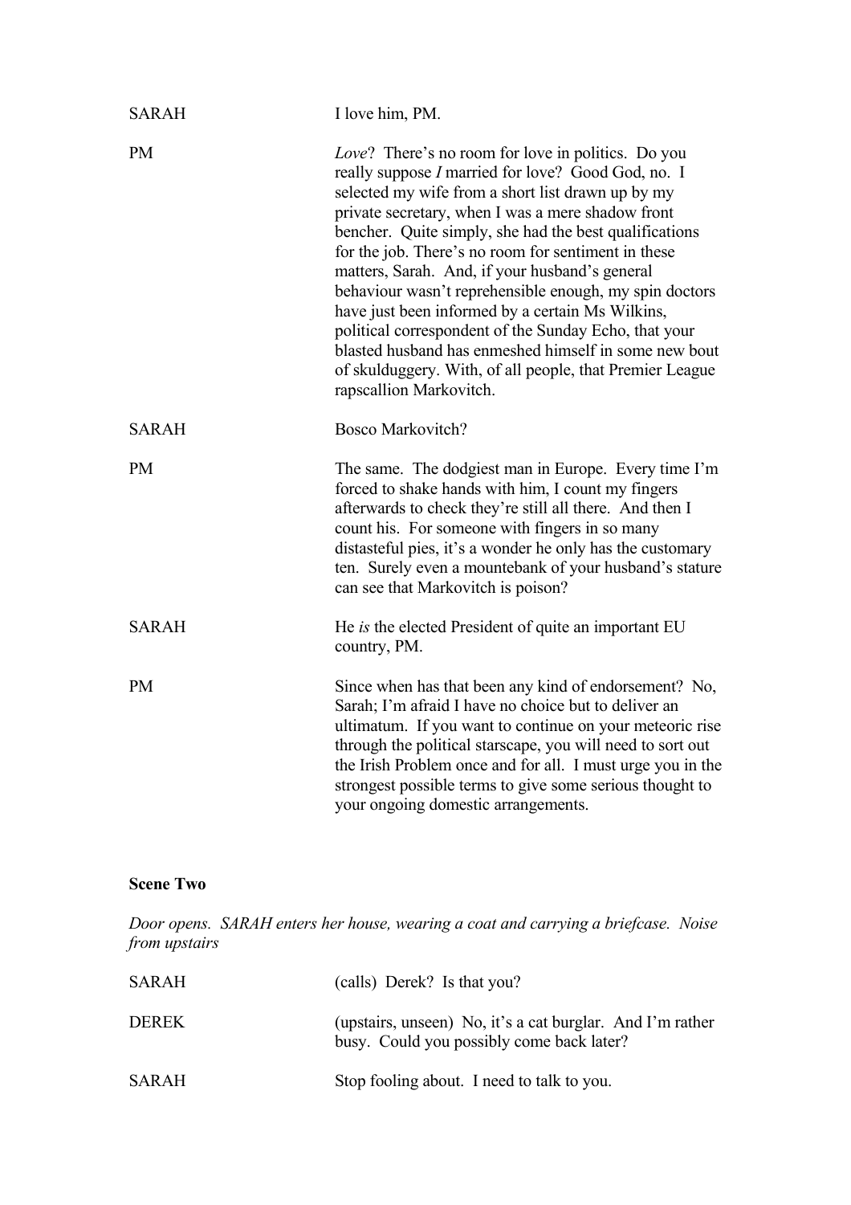SARAH I love him, PM.

PM *Love*? There's no room for love in politics. Do you really suppose *I* married for love? Good God, no. I selected my wife from a short list drawn up by my private secretary, when I was a mere shadow front bencher. Quite simply, she had the best qualifications for the job. There's no room for sentiment in these matters, Sarah. And, if your husband's general behaviour wasn't reprehensible enough, my spin doctors have just been informed by a certain Ms Wilkins, political correspondent of the Sunday Echo, that your blasted husband has enmeshed himself in some new bout of skulduggery. With, of all people, that Premier League rapscallion Markovitch.

SARAH Bosco Markovitch?

PM The same. The dodgiest man in Europe. Every time I'm forced to shake hands with him, I count my fingers afterwards to check they're still all there. And then I count his. For someone with fingers in so many distasteful pies, it's a wonder he only has the customary ten. Surely even a mountebank of your husband's stature can see that Markovitch is poison?

SARAH He *is* the elected President of quite an important EU country, PM.

PM Since when has that been any kind of endorsement? No, Sarah; I'm afraid I have no choice but to deliver an ultimatum. If you want to continue on your meteoric rise through the political starscape, you will need to sort out the Irish Problem once and for all. I must urge you in the strongest possible terms to give some serious thought to your ongoing domestic arrangements.

**Scene Two**

*Door opens. SARAH enters her house, wearing a coat and carrying a briefcase. Noise from upstairs*

SARAH (calls) Derek? Is that you?

DEREK (upstairs, unseen) No, it's a cat burglar. And I'm rather busy. Could you possibly come back later?

SARAH Stop fooling about. I need to talk to you.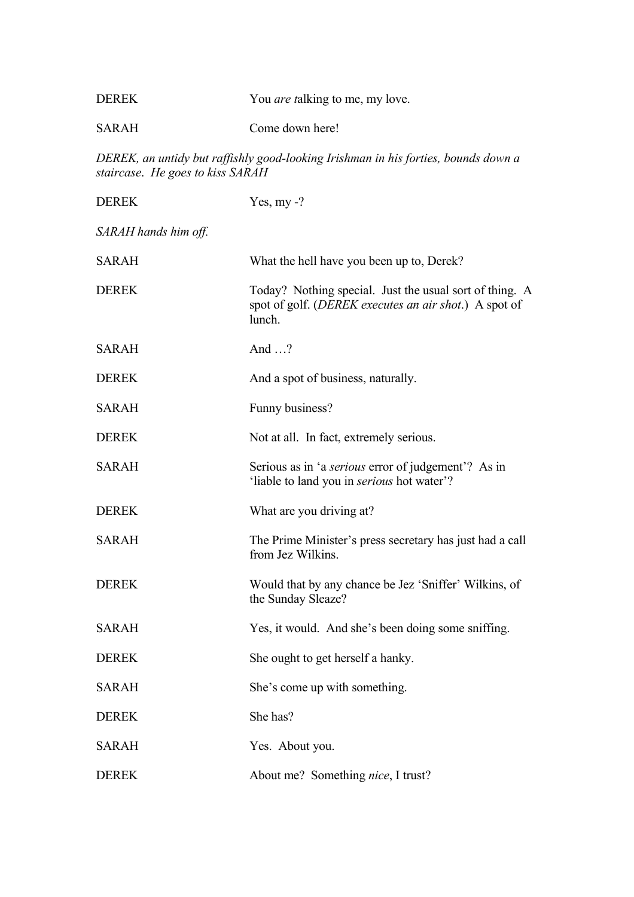DEREK You *are t*alking to me, my love.

SARAH Come down here!

*DEREK, an untidy but raffishly good-looking Irishman in his forties, bounds down a staircase. He goes to kiss SARAH*

DEREK Yes, my -?

*SARAH hands him off.*

SARAH What the hell have you been up to, Derek?

DEREK Today? Nothing special. Just the usual sort of thing. A spot of golf. (*DEREK executes an air shot*.) A spot of lunch.

SARAH And …?

DEREK And a spot of business, naturally.

SARAH Funny business?

DEREK Not at all. In fact, extremely serious.

SARAH Serious as in 'a *serious* error of judgement'? As in 'liable to land you in *serious* hot water'?

DEREK What are you driving at?

SARAH The Prime Minister's press secretary has just had a call from Jez Wilkins.

DEREK Would that by any chance be Jez 'Sniffer' Wilkins, of the Sunday Sleaze?

SARAH Yes, it would. And she's been doing some sniffing.

DEREK She ought to get herself a hanky.

SARAH She's come up with something.

DEREK She has?

SARAH Yes. About you.

DEREK About me? Something *nice*, I trust?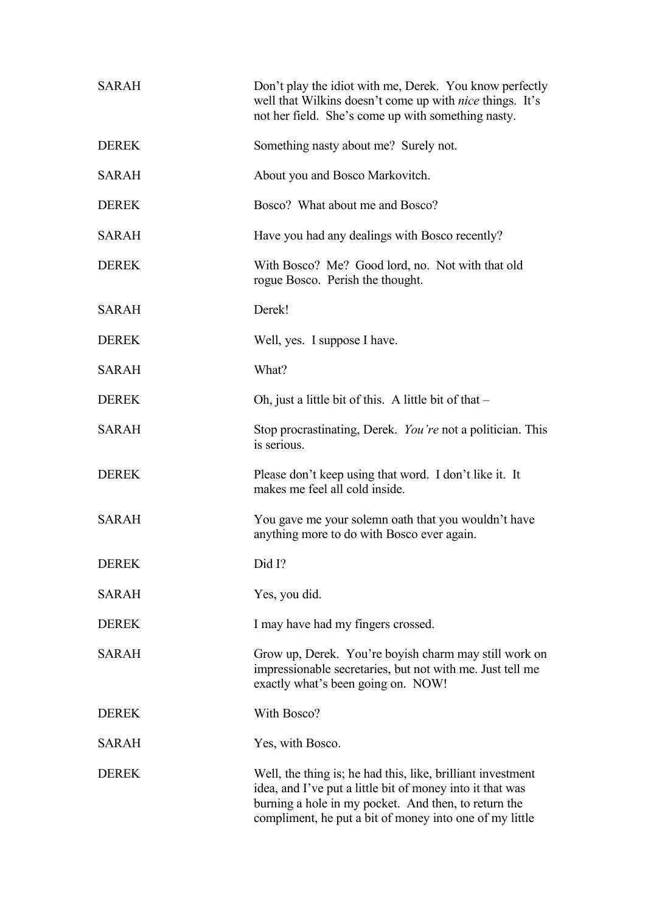SARAH Don't play the idiot with me, Derek. You know perfectly well that Wilkins doesn't come up with *nice* things. It's not her field. She's come up with something nasty.

DEREK Something nasty about me? Surely not.

SARAH About you and Bosco Markovitch.

DEREK Bosco? What about me and Bosco?

SARAH Have you had any dealings with Bosco recently?

DEREK With Bosco? Me? Good lord, no. Not with that old rogue Bosco. Perish the thought.

SARAH Derek!

DEREK Well, yes. I suppose I have.

SARAH What?

DEREK Oh, just a little bit of this. A little bit of that –

SARAH Stop procrastinating, Derek. *You're* not a politician. This is serious.

DEREK Please don't keep using that word. I don't like it. It makes me feel all cold inside.

SARAH You gave me your solemn oath that you wouldn't have anything more to do with Bosco ever again.

DEREK Did I?

SARAH Yes, you did.

DEREK I may have had my fingers crossed.

SARAH Grow up, Derek. You're boyish charm may still work on impressionable secretaries, but not with me. Just tell me exactly what's been going on. NOW!

DEREK With Bosco?

SARAH Yes, with Bosco.

DEREK Well, the thing is; he had this, like, brilliant investment idea, and I've put a little bit of money into it that was burning a hole in my pocket. And then, to return the compliment, he put a bit of money into one of my little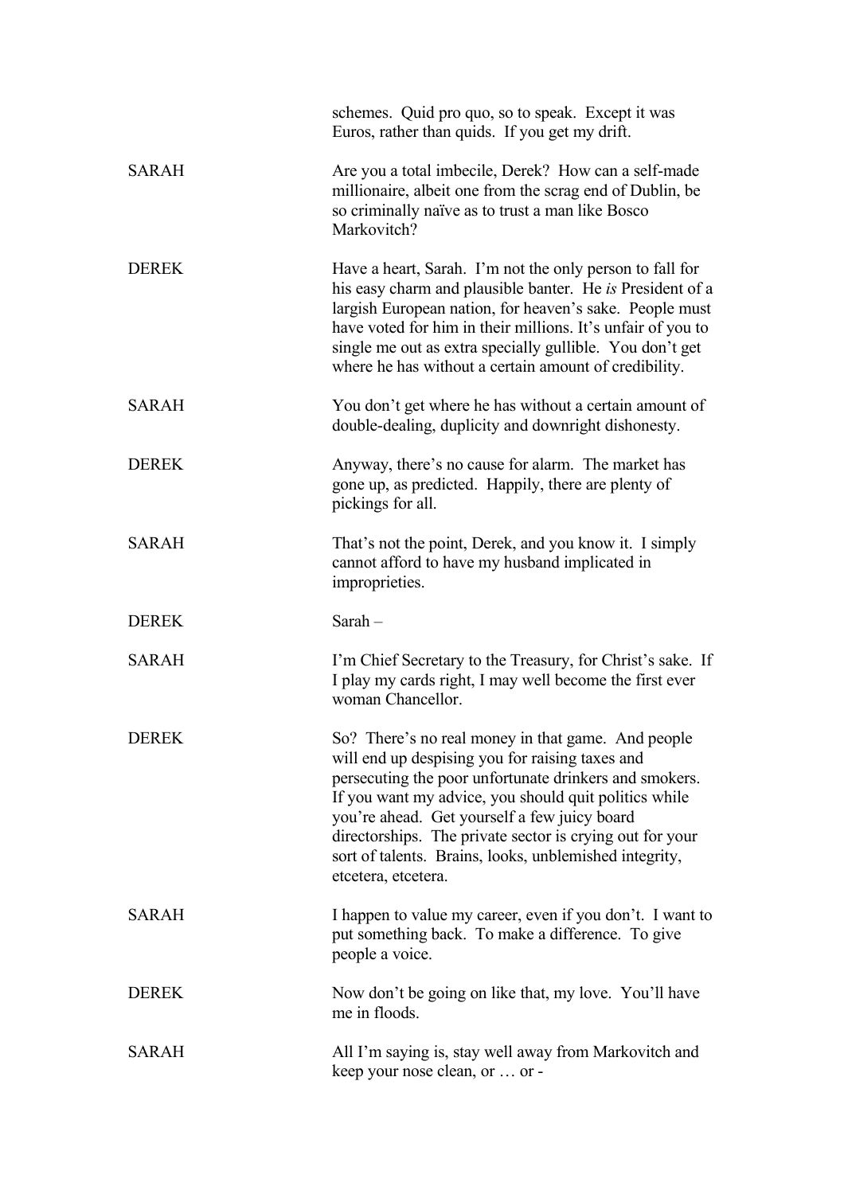schemes. Quid pro quo, so to speak. Except it was Euros, rather than quids. If you get my drift.

**SARAH** Are you a total imbecile, Derek? How can a self-made millionaire, albeit one from the scrag end of Dublin, be so criminally naïve as to trust a man like Bosco Markovitch?

**DEREK** Have a heart, Sarah. I'm not the only person to fall for his easy charm and plausible banter. He *is* President of a largish European nation, for heaven's sake. People must have voted for him in their millions. It's unfair of you to single me out as extra specially gullible. You don't get where he has without a certain amount of credibility.

**SARAH** You don't get where he has without a certain amount of double-dealing, duplicity and downright dishonesty.

**DEREK** Anyway, there's no cause for alarm. The market has gone up, as predicted. Happily, there are plenty of pickings for all.

**SARAH** That's not the point, Derek, and you know it. I simply cannot afford to have my husband implicated in improprieties.

**DEREK** Sarah –

**SARAH** I'm Chief Secretary to the Treasury, for Christ's sake. If I play my cards right, I may well become the first ever woman Chancellor.

**DEREK** So? There's no real money in that game. And people will end up despising you for raising taxes and persecuting the poor unfortunate drinkers and smokers. If you want my advice, you should quit politics while you're ahead. Get yourself a few juicy board directorships. The private sector is crying out for your sort of talents. Brains, looks, unblemished integrity, etcetera, etcetera.

**SARAH** I happen to value my career, even if you don't. I want to put something back. To make a difference. To give people a voice.

**DEREK** Now don't be going on like that, my love. You'll have me in floods.

**SARAH** All I'm saying is, stay well away from Markovitch and keep your nose clean, or … or -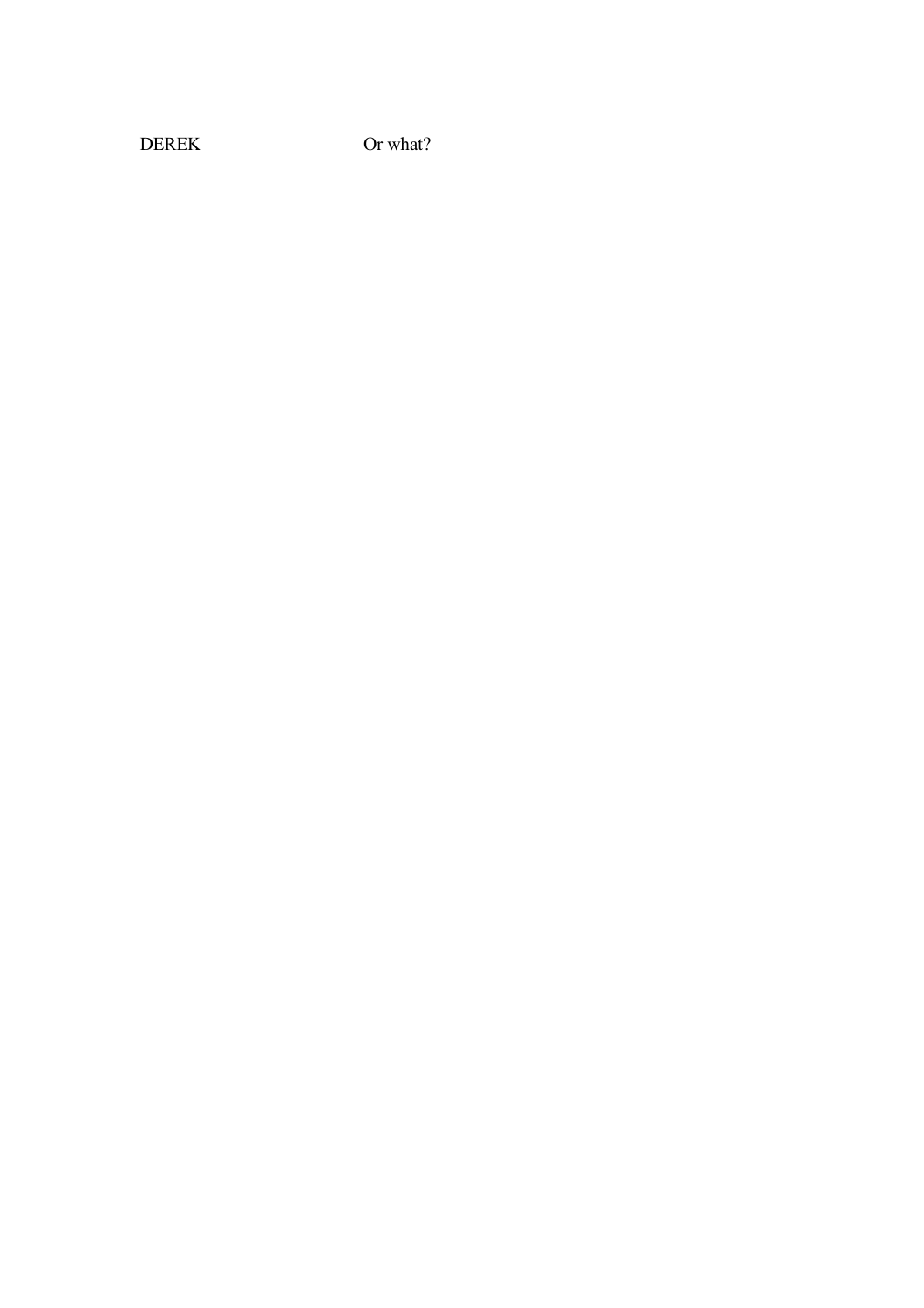DEREK		Or what?